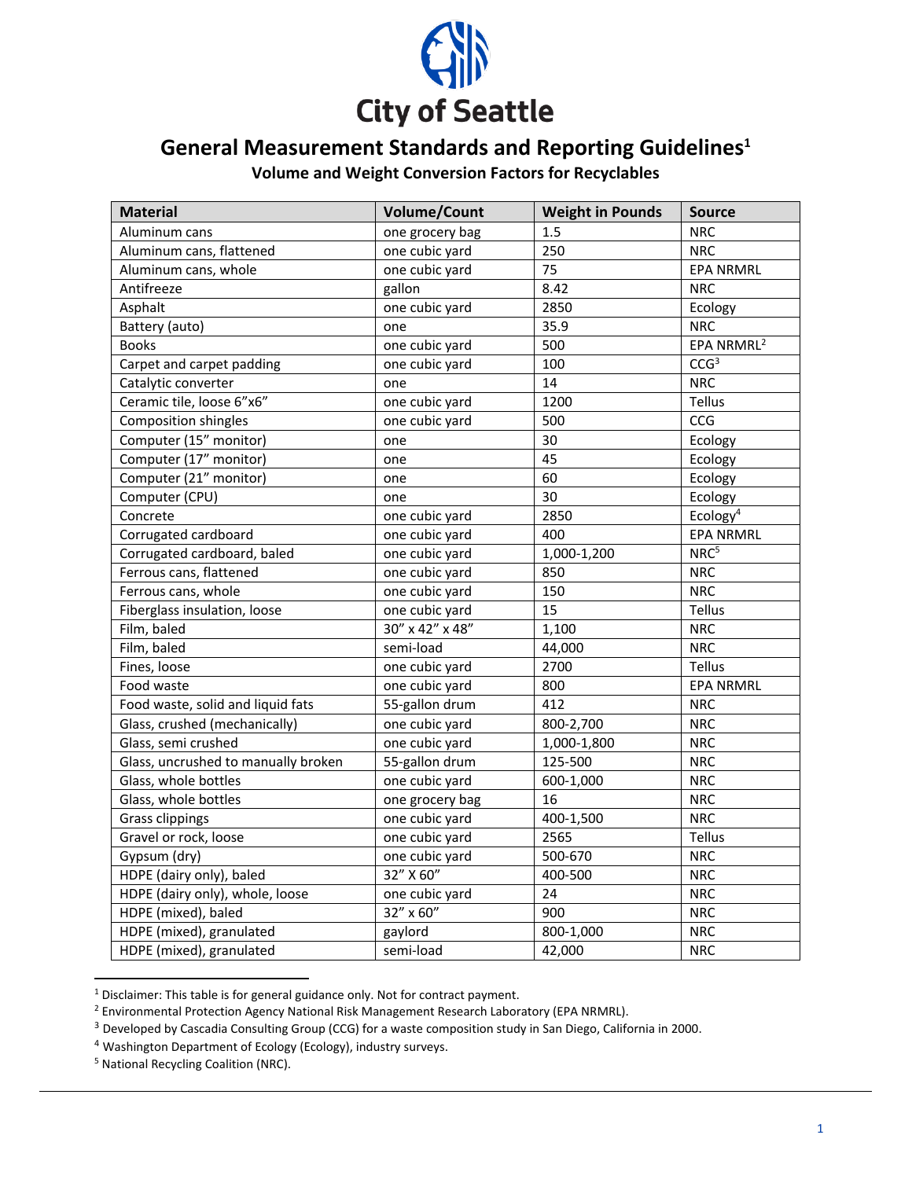City of Seattle

# General Measurement Standards and Reporting Guidelines[1]

## Volume and Weight Conversion Factors for Recyclables

| Material | Volume/Count | Weight in Pounds | Source |
|---|---|---|---|
| Aluminum cans | one grocery bag | 1.5 | NRC |
| Aluminum cans, flattened | one cubic yard | 250 | NRC |
| Aluminum cans, whole | one cubic yard | 75 | EPA NRMRL |
| Antifreeze | gallon | 8.42 | NRC |
| Asphalt | one cubic yard | 2850 | Ecology |
| Battery (auto) | one | 35.9 | NRC |
| Books | one cubic yard | 500 | EPA NRMRL[2] |
| Carpet and carpet padding | one cubic yard | 100 | CCG[3] |
| Catalytic converter | one | 14 | NRC |
| Ceramic tile, loose 6"x6" | one cubic yard | 1200 | Tellus |
| Composition shingles | one cubic yard | 500 | CCG |
| Computer (15" monitor) | one | 30 | Ecology |
| Computer (17" monitor) | one | 45 | Ecology |
| Computer (21" monitor) | one | 60 | Ecology |
| Computer (CPU) | one | 30 | Ecology |
| Concrete | one cubic yard | 2850 | Ecology[4] |
| Corrugated cardboard | one cubic yard | 400 | EPA NRMRL |
| Corrugated cardboard, baled | one cubic yard | 1,000-1,200 | NRC[5] |
| Ferrous cans, flattened | one cubic yard | 850 | NRC |
| Ferrous cans, whole | one cubic yard | 150 | NRC |
| Fiberglass insulation, loose | one cubic yard | 15 | Tellus |
| Film, baled | 30" x 42" x 48" | 1,100 | NRC |
| Film, baled | semi-load | 44,000 | NRC |
| Fines, loose | one cubic yard | 2700 | Tellus |
| Food waste | one cubic yard | 800 | EPA NRMRL |
| Food waste, solid and liquid fats | 55-gallon drum | 412 | NRC |
| Glass, crushed (mechanically) | one cubic yard | 800-2,700 | NRC |
| Glass, semi crushed | one cubic yard | 1,000-1,800 | NRC |
| Glass, uncrushed to manually broken | 55-gallon drum | 125-500 | NRC |
| Glass, whole bottles | one cubic yard | 600-1,000 | NRC |
| Glass, whole bottles | one grocery bag | 16 | NRC |
| Grass clippings | one cubic yard | 400-1,500 | NRC |
| Gravel or rock, loose | one cubic yard | 2565 | Tellus |
| Gypsum (dry) | one cubic yard | 500-670 | NRC |
| HDPE (dairy only), baled | 32" X 60" | 400-500 | NRC |
| HDPE (dairy only), whole, loose | one cubic yard | 24 | NRC |
| HDPE (mixed), baled | 32" x 60" | 900 | NRC |
| HDPE (mixed), granulated | gaylord | 800-1,000 | NRC |
| HDPE (mixed), granulated | semi-load | 42,000 | NRC |

[1] Disclaimer: This table is for general guidance only. Not for contract payment.

[2] Environmental Protection Agency National Risk Management Research Laboratory (EPA NRMRL).

[3] Developed by Cascadia Consulting Group (CCG) for a waste composition study in San Diego, California in 2000.

[4] Washington Department of Ecology (Ecology), industry surveys.

[5] National Recycling Coalition (NRC).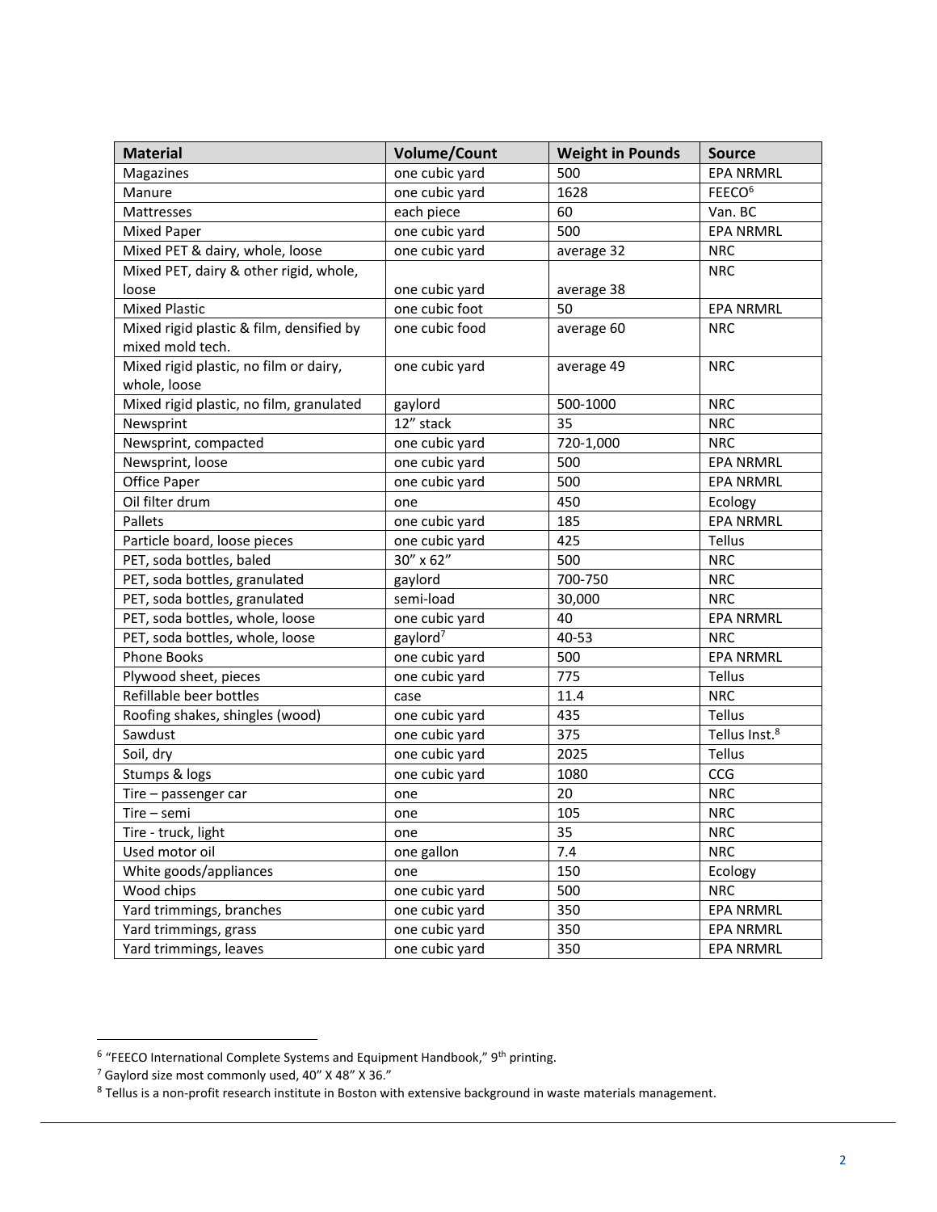| Material | Volume/Count | Weight in Pounds | Source |
| --- | --- | --- | --- |
| Magazines | one cubic yard | 500 | EPA NRMRL |
| Manure | one cubic yard | 1628 | FEECO[6] |
| Mattresses | each piece | 60 | Van. BC |
| Mixed Paper | one cubic yard | 500 | EPA NRMRL |
| Mixed PET & dairy, whole, loose | one cubic yard | average 32 | NRC |
| Mixed PET, dairy & other rigid, whole, loose | one cubic yard | average 38 | NRC |
| Mixed Plastic | one cubic foot | 50 | EPA NRMRL |
| Mixed rigid plastic & film, densified by mixed mold tech. | one cubic food | average 60 | NRC |
| Mixed rigid plastic, no film or dairy, whole, loose | one cubic yard | average 49 | NRC |
| Mixed rigid plastic, no film, granulated | gaylord | 500-1000 | NRC |
| Newsprint | 12" stack | 35 | NRC |
| Newsprint, compacted | one cubic yard | 720-1,000 | NRC |
| Newsprint, loose | one cubic yard | 500 | EPA NRMRL |
| Office Paper | one cubic yard | 500 | EPA NRMRL |
| Oil filter drum | one | 450 | Ecology |
| Pallets | one cubic yard | 185 | EPA NRMRL |
| Particle board, loose pieces | one cubic yard | 425 | Tellus |
| PET, soda bottles, baled | 30" x 62" | 500 | NRC |
| PET, soda bottles, granulated | gaylord | 700-750 | NRC |
| PET, soda bottles, granulated | semi-load | 30,000 | NRC |
| PET, soda bottles, whole, loose | one cubic yard | 40 | EPA NRMRL |
| PET, soda bottles, whole, loose | gaylord[7] | 40-53 | NRC |
| Phone Books | one cubic yard | 500 | EPA NRMRL |
| Plywood sheet, pieces | one cubic yard | 775 | Tellus |
| Refillable beer bottles | case | 11.4 | NRC |
| Roofing shakes, shingles (wood) | one cubic yard | 435 | Tellus |
| Sawdust | one cubic yard | 375 | Tellus Inst.[8] |
| Soil, dry | one cubic yard | 2025 | Tellus |
| Stumps & logs | one cubic yard | 1080 | CCG |
| Tire – passenger car | one | 20 | NRC |
| Tire – semi | one | 105 | NRC |
| Tire - truck, light | one | 35 | NRC |
| Used motor oil | one gallon | 7.4 | NRC |
| White goods/appliances | one | 150 | Ecology |
| Wood chips | one cubic yard | 500 | NRC |
| Yard trimmings, branches | one cubic yard | 350 | EPA NRMRL |
| Yard trimmings, grass | one cubic yard | 350 | EPA NRMRL |
| Yard trimmings, leaves | one cubic yard | 350 | EPA NRMRL |

[6] "FEECO International Complete Systems and Equipment Handbook," 9th printing.

[7] Gaylord size most commonly used, 40" X 48" X 36."

[8] Tellus is a non-profit research institute in Boston with extensive background in waste materials management.